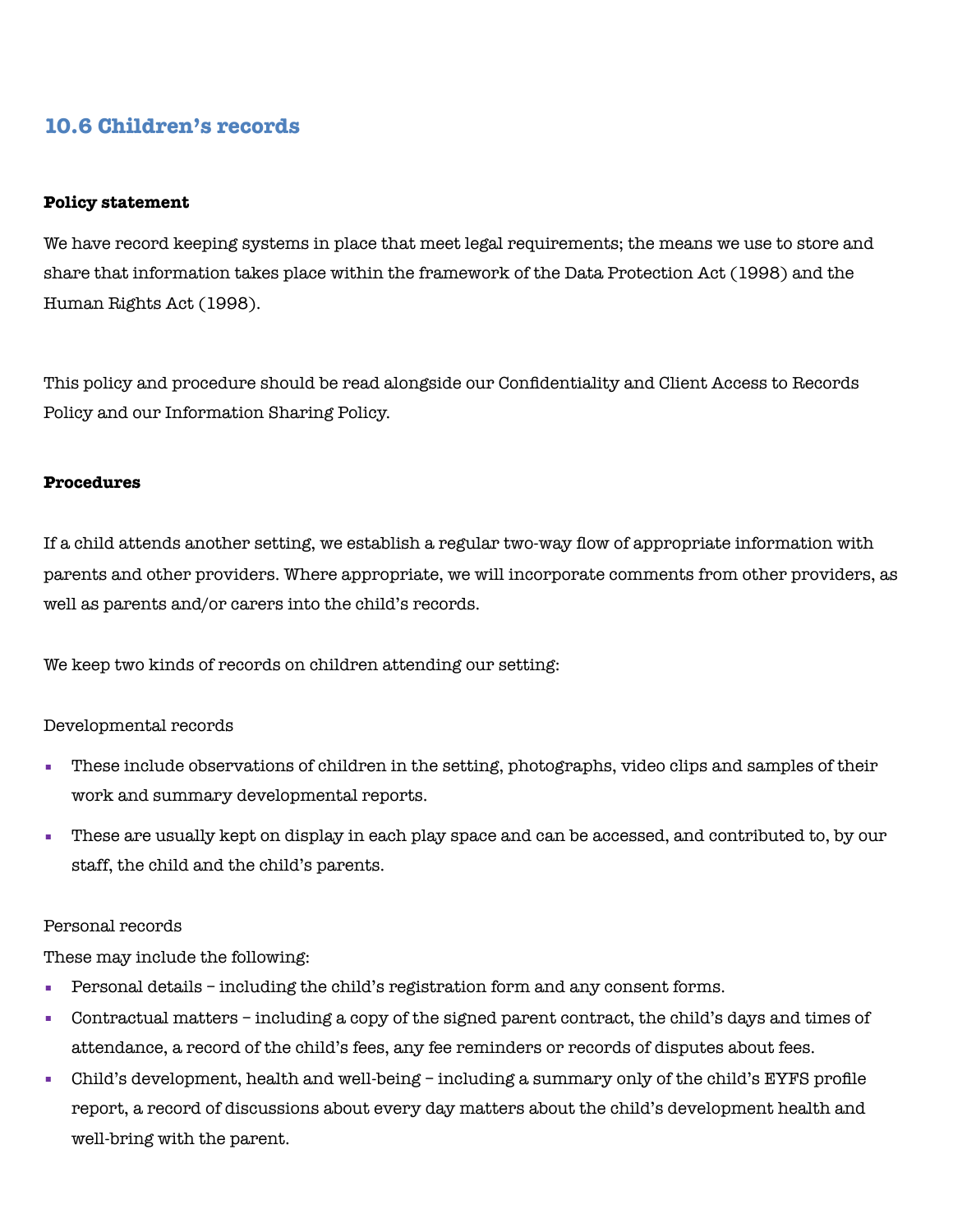## 10.6 Children's records

**Policy statement**

We have record keeping systems in place that meet legal requirements; the means we use to store and share that information takes place within the framework of the Data Protection Act (1998) and the Human Rights Act (1998).

This policy and procedure should be read alongside our Confidentiality and Client Access to Records Policy and our Information Sharing Policy.

**Procedures**

If a child attends another setting, we establish a regular two-way flow of appropriate information with parents and other providers. Where appropriate, we will incorporate comments from other providers, as well as parents and/or carers into the child's records.

We keep two kinds of records on children attending our setting:

Developmental records

- These include observations of children in the setting, photographs, video clips and samples of their work and summary developmental reports.
- These are usually kept on display in each play space and can be accessed, and contributed to, by our staff, the child and the child's parents.

Personal records

These may include the following:

- Personal details – including the child's registration form and any consent forms.
- Contractual matters – including a copy of the signed parent contract, the child's days and times of attendance, a record of the child's fees, any fee reminders or records of disputes about fees.
- Child's development, health and well-being – including a summary only of the child's EYFS profile report, a record of discussions about every day matters about the child's development health and well-bring with the parent.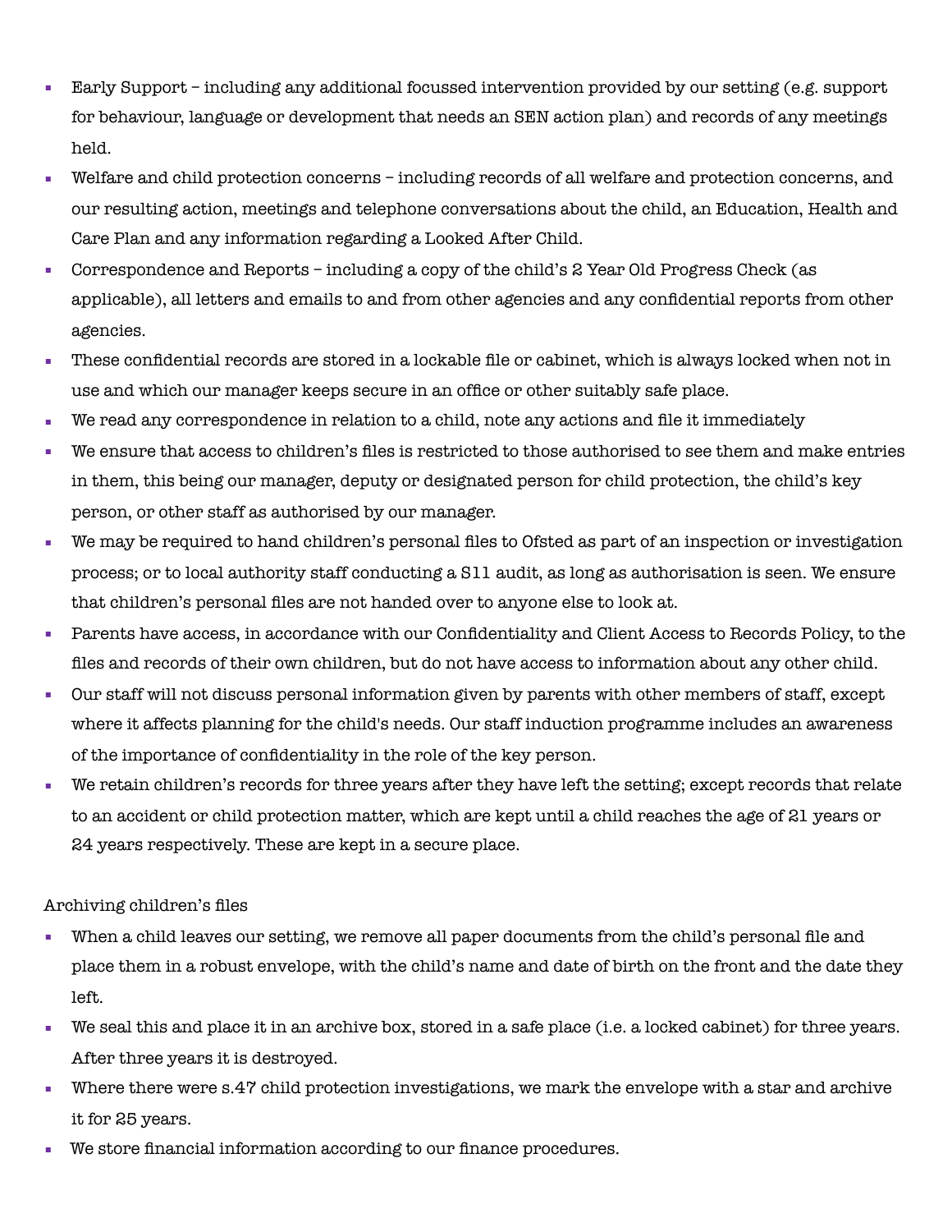- Early Support – including any additional focussed intervention provided by our setting (e.g. support for behaviour, language or development that needs an SEN action plan) and records of any meetings held.
- Welfare and child protection concerns – including records of all welfare and protection concerns, and our resulting action, meetings and telephone conversations about the child, an Education, Health and Care Plan and any information regarding a Looked After Child.
- Correspondence and Reports – including a copy of the child's 2 Year Old Progress Check (as applicable), all letters and emails to and from other agencies and any confidential reports from other agencies.
- These confidential records are stored in a lockable file or cabinet, which is always locked when not in use and which our manager keeps secure in an office or other suitably safe place.
- We read any correspondence in relation to a child, note any actions and file it immediately
- We ensure that access to children's files is restricted to those authorised to see them and make entries in them, this being our manager, deputy or designated person for child protection, the child's key person, or other staff as authorised by our manager.
- We may be required to hand children's personal files to Ofsted as part of an inspection or investigation process; or to local authority staff conducting a S11 audit, as long as authorisation is seen. We ensure that children's personal files are not handed over to anyone else to look at.
- Parents have access, in accordance with our Confidentiality and Client Access to Records Policy, to the files and records of their own children, but do not have access to information about any other child.
- Our staff will not discuss personal information given by parents with other members of staff, except where it affects planning for the child's needs. Our staff induction programme includes an awareness of the importance of confidentiality in the role of the key person.
- We retain children's records for three years after they have left the setting; except records that relate to an accident or child protection matter, which are kept until a child reaches the age of 21 years or 24 years respectively. These are kept in a secure place.

Archiving children's files

- When a child leaves our setting, we remove all paper documents from the child's personal file and place them in a robust envelope, with the child's name and date of birth on the front and the date they left.
- We seal this and place it in an archive box, stored in a safe place (i.e. a locked cabinet) for three years. After three years it is destroyed.
- Where there were s.47 child protection investigations, we mark the envelope with a star and archive it for 25 years.
- We store financial information according to our finance procedures.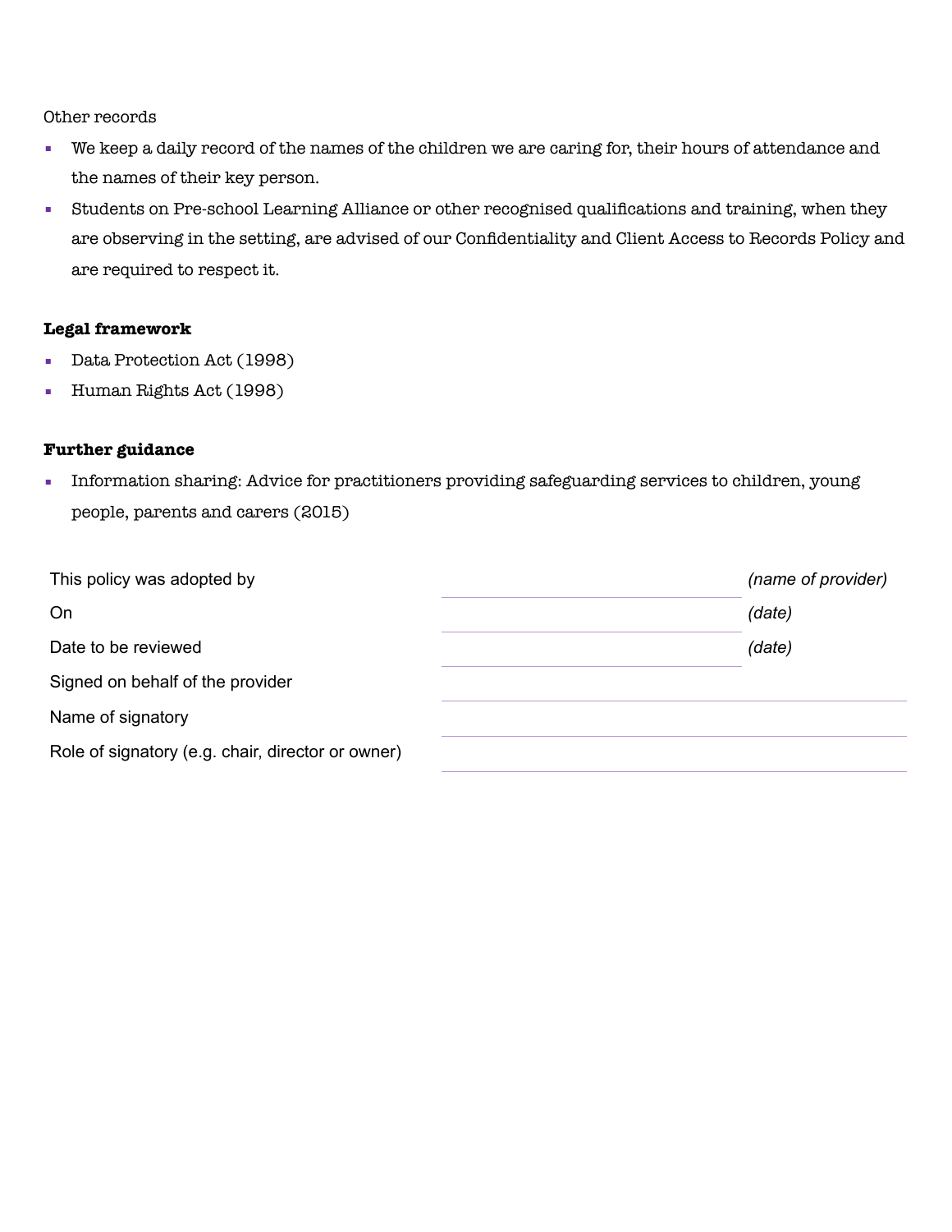Other records

- We keep a daily record of the names of the children we are caring for, their hours of attendance and the names of their key person.
- Students on Pre-school Learning Alliance or other recognised qualifications and training, when they are observing in the setting, are advised of our Confidentiality and Client Access to Records Policy and are required to respect it.

**Legal framework**

- Data Protection Act (1998)
- Human Rights Act (1998)

**Further guidance**

- Information sharing: Advice for practitioners providing safeguarding services to children, young people, parents and carers (2015)

| | | |
|---|---|---|
| This policy was adopted by | | *(name of provider)* |
| On | | *(date)* |
| Date to be reviewed | | *(date)* |
| Signed on behalf of the provider | | |
| Name of signatory | | |
| Role of signatory (e.g. chair, director or owner) | | |